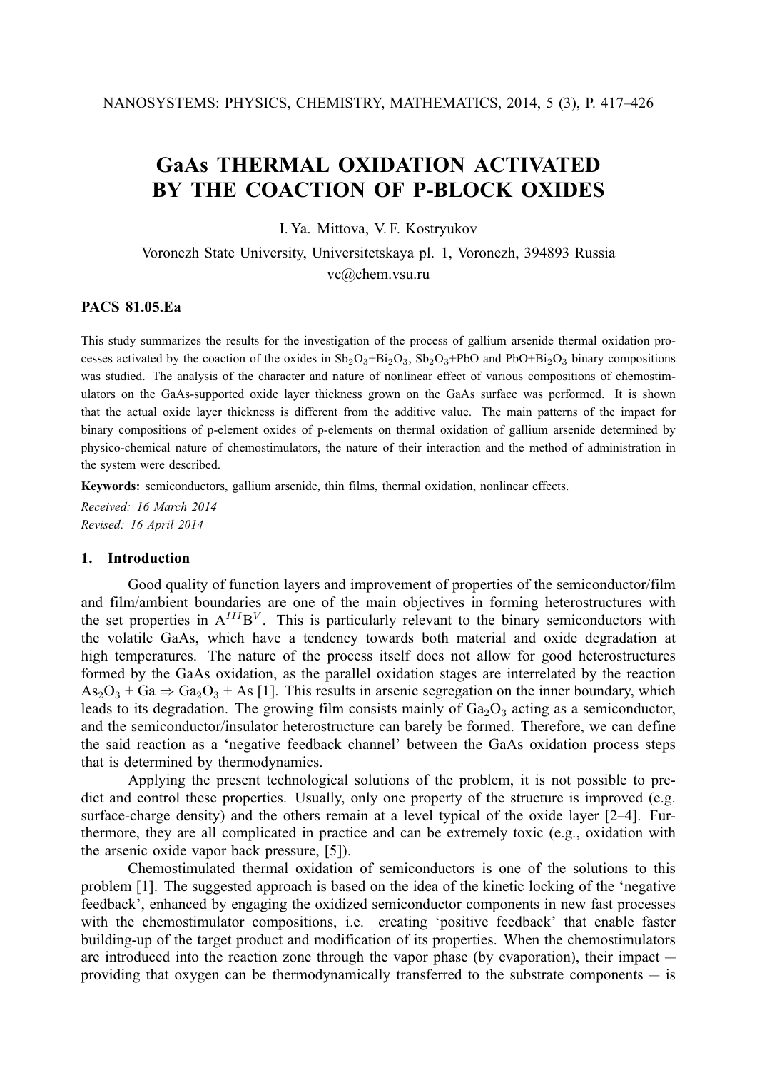# GaAs THERMAL OXIDATION ACTIVATED BY THE COACTION OF P-BLOCK OXIDES

I. Ya. Mittova, V. F. Kostryukov

Voronezh State University, Universitetskaya pl. 1, Voronezh, 394893 Russia

vc@chem.vsu.ru

**PACS 81.05.Ea**

This study summarizes the results for the investigation of the process of gallium arsenide thermal oxidation processes activated by the coaction of the oxides in $Sb_2O_3$+$Bi_2O_3$, $Sb_2O_3$+PbO and PbO+$Bi_2O_3$ binary compositions was studied. The analysis of the character and nature of nonlinear effect of various compositions of chemostimulators on the GaAs-supported oxide layer thickness grown on the GaAs surface was performed. It is shown that the actual oxide layer thickness is different from the additive value. The main patterns of the impact for binary compositions of p-element oxides of p-elements on thermal oxidation of gallium arsenide determined by physico-chemical nature of chemostimulators, the nature of their interaction and the method of administration in the system were described.

**Keywords:** semiconductors, gallium arsenide, thin films, thermal oxidation, nonlinear effects.

*Received: 16 March 2014*

*Revised: 16 April 2014*

## 1. Introduction

Good quality of function layers and improvement of properties of the semiconductor/film and film/ambient boundaries are one of the main objectives in forming heterostructures with the set properties in $A^{III}B^{V}$. This is particularly relevant to the binary semiconductors with the volatile GaAs, which have a tendency towards both material and oxide degradation at high temperatures. The nature of the process itself does not allow for good heterostructures formed by the GaAs oxidation, as the parallel oxidation stages are interrelated by the reaction $As_2O_3 + Ga \Rightarrow Ga_2O_3 + As$ [1]. This results in arsenic segregation on the inner boundary, which leads to its degradation. The growing film consists mainly of $Ga_2O_3$ acting as a semiconductor, and the semiconductor/insulator heterostructure can barely be formed. Therefore, we can define the said reaction as a 'negative feedback channel' between the GaAs oxidation process steps that is determined by thermodynamics.

Applying the present technological solutions of the problem, it is not possible to predict and control these properties. Usually, only one property of the structure is improved (e.g. surface-charge density) and the others remain at a level typical of the oxide layer [2–4]. Furthermore, they are all complicated in practice and can be extremely toxic (e.g., oxidation with the arsenic oxide vapor back pressure, [5]).

Chemostimulated thermal oxidation of semiconductors is one of the solutions to this problem [1]. The suggested approach is based on the idea of the kinetic locking of the 'negative feedback', enhanced by engaging the oxidized semiconductor components in new fast processes with the chemostimulator compositions, i.e. creating 'positive feedback' that enable faster building-up of the target product and modification of its properties. When the chemostimulators are introduced into the reaction zone through the vapor phase (by evaporation), their impact — providing that oxygen can be thermodynamically transferred to the substrate components — is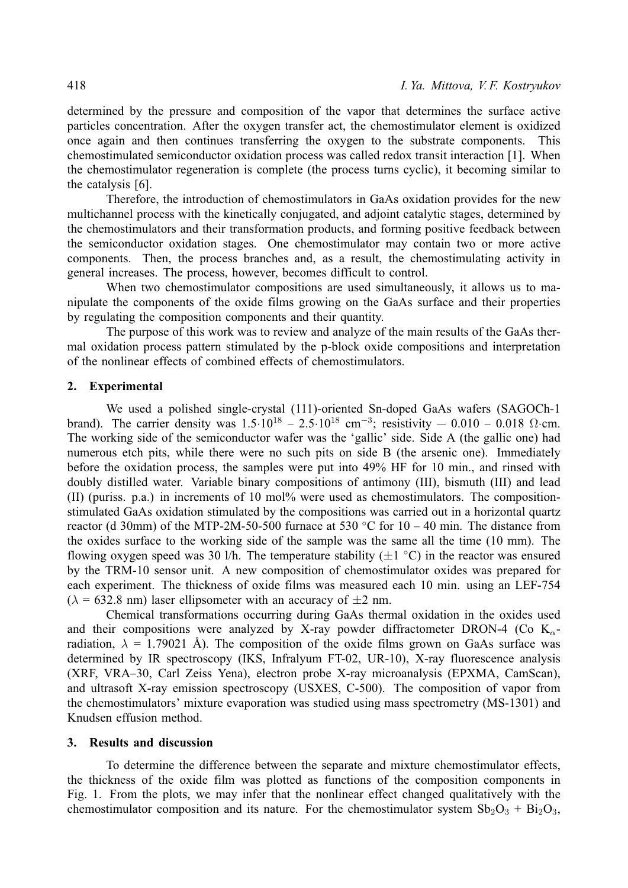determined by the pressure and composition of the vapor that determines the surface active particles concentration. After the oxygen transfer act, the chemostimulator element is oxidized once again and then continues transferring the oxygen to the substrate components. This chemostimulated semiconductor oxidation process was called redox transit interaction [1]. When the chemostimulator regeneration is complete (the process turns cyclic), it becoming similar to the catalysis [6].

Therefore, the introduction of chemostimulators in GaAs oxidation provides for the new multichannel process with the kinetically conjugated, and adjoint catalytic stages, determined by the chemostimulators and their transformation products, and forming positive feedback between the semiconductor oxidation stages. One chemostimulator may contain two or more active components. Then, the process branches and, as a result, the chemostimulating activity in general increases. The process, however, becomes difficult to control.

When two chemostimulator compositions are used simultaneously, it allows us to manipulate the components of the oxide films growing on the GaAs surface and their properties by regulating the composition components and their quantity.

The purpose of this work was to review and analyze of the main results of the GaAs thermal oxidation process pattern stimulated by the p-block oxide compositions and interpretation of the nonlinear effects of combined effects of chemostimulators.

## 2. Experimental

We used a polished single-crystal (111)-oriented Sn-doped GaAs wafers (SAGOCh-1 brand). The carrier density was $1.5 \cdot 10^{18}$ – $2.5 \cdot 10^{18}$ cm$^{-3}$; resistivity — 0.010 – 0.018 $\Omega \cdot$cm. The working side of the semiconductor wafer was the 'gallic' side. Side A (the gallic one) had numerous etch pits, while there were no such pits on side B (the arsenic one). Immediately before the oxidation process, the samples were put into 49% HF for 10 min., and rinsed with doubly distilled water. Variable binary compositions of antimony (III), bismuth (III) and lead (II) (puriss. p.a.) in increments of 10 mol% were used as chemostimulators. The composition-stimulated GaAs oxidation stimulated by the compositions was carried out in a horizontal quartz reactor (d 30mm) of the MTP-2M-50-500 furnace at 530 °C for 10 – 40 min. The distance from the oxides surface to the working side of the sample was the same all the time (10 mm). The flowing oxygen speed was 30 l/h. The temperature stability ($\pm 1$ °C) in the reactor was ensured by the TRM-10 sensor unit. A new composition of chemostimulator oxides was prepared for each experiment. The thickness of oxide films was measured each 10 min. using an LEF-754 ($\lambda$ = 632.8 nm) laser ellipsometer with an accuracy of $\pm 2$ nm.

Chemical transformations occurring during GaAs thermal oxidation in the oxides used and their compositions were analyzed by X-ray powder diffractometer DRON-4 (Co $K_{\alpha}$-radiation, $\lambda$ = 1.79021 Å). The composition of the oxide films grown on GaAs surface was determined by IR spectroscopy (IKS, Infralyum FT-02, UR-10), X-ray fluorescence analysis (XRF, VRA–30, Carl Zeiss Yena), electron probe X-ray microanalysis (EPXMA, CamScan), and ultrasoft X-ray emission spectroscopy (USXES, C-500). The composition of vapor from the chemostimulators' mixture evaporation was studied using mass spectrometry (MS-1301) and Knudsen effusion method.

## 3. Results and discussion

To determine the difference between the separate and mixture chemostimulator effects, the thickness of the oxide film was plotted as functions of the composition components in Fig. 1. From the plots, we may infer that the nonlinear effect changed qualitatively with the chemostimulator composition and its nature. For the chemostimulator system $Sb_2O_3$ + $Bi_2O_3$,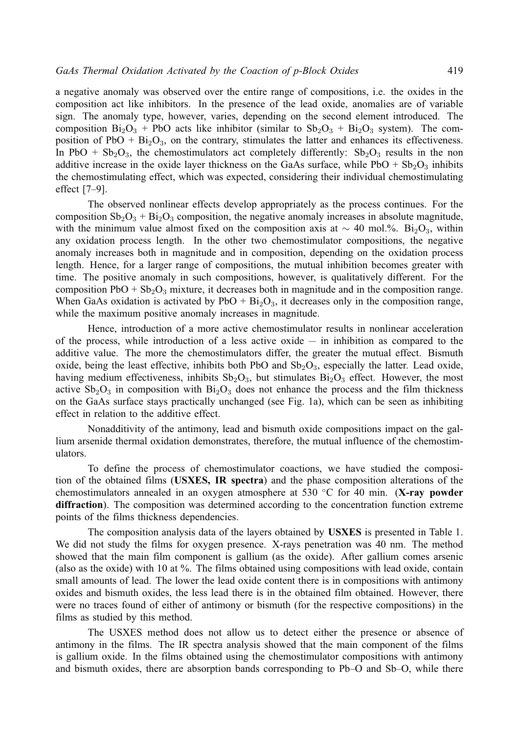a negative anomaly was observed over the entire range of compositions, i.e. the oxides in the composition act like inhibitors. In the presence of the lead oxide, anomalies are of variable sign. The anomaly type, however, varies, depending on the second element introduced. The composition $Bi_2O_3$ + PbO acts like inhibitor (similar to $Sb_2O_3$ + $Bi_2O_3$ system). The composition of PbO + $Bi_2O_3$, on the contrary, stimulates the latter and enhances its effectiveness. In PbO + $Sb_2O_3$, the chemostimulators act completely differently: $Sb_2O_3$ results in the non additive increase in the oxide layer thickness on the GaAs surface, while PbO + $Sb_2O_3$ inhibits the chemostimulating effect, which was expected, considering their individual chemostimulating effect [7–9].

The observed nonlinear effects develop appropriately as the process continues. For the composition $Sb_2O_3$ + $Bi_2O_3$ composition, the negative anomaly increases in absolute magnitude, with the minimum value almost fixed on the composition axis at $\sim$ 40 mol.%. $Bi_2O_3$, within any oxidation process length. In the other two chemostimulator compositions, the negative anomaly increases both in magnitude and in composition, depending on the oxidation process length. Hence, for a larger range of compositions, the mutual inhibition becomes greater with time. The positive anomaly in such compositions, however, is qualitatively different. For the composition PbO + $Sb_2O_3$ mixture, it decreases both in magnitude and in the composition range. When GaAs oxidation is activated by PbO + $Bi_2O_3$, it decreases only in the composition range, while the maximum positive anomaly increases in magnitude.

Hence, introduction of a more active chemostimulator results in nonlinear acceleration of the process, while introduction of a less active oxide — in inhibition as compared to the additive value. The more the chemostimulators differ, the greater the mutual effect. Bismuth oxide, being the least effective, inhibits both PbO and $Sb_2O_3$, especially the latter. Lead oxide, having medium effectiveness, inhibits $Sb_2O_3$, but stimulates $Bi_2O_3$ effect. However, the most active $Sb_2O_3$ in composition with $Bi_2O_3$ does not enhance the process and the film thickness on the GaAs surface stays practically unchanged (see Fig. 1a), which can be seen as inhibiting effect in relation to the additive effect.

Nonadditivity of the antimony, lead and bismuth oxide compositions impact on the gallium arsenide thermal oxidation demonstrates, therefore, the mutual influence of the chemostimulators.

To define the process of chemostimulator coactions, we have studied the composition of the obtained films (**USXES, IR spectra**) and the phase composition alterations of the chemostimulators annealed in an oxygen atmosphere at 530 °C for 40 min. (**X-ray powder diffraction**). The composition was determined according to the concentration function extreme points of the films thickness dependencies.

The composition analysis data of the layers obtained by **USXES** is presented in Table 1. We did not study the films for oxygen presence. X-rays penetration was 40 nm. The method showed that the main film component is gallium (as the oxide). After gallium comes arsenic (also as the oxide) with 10 at %. The films obtained using compositions with lead oxide, contain small amounts of lead. The lower the lead oxide content there is in compositions with antimony oxides and bismuth oxides, the less lead there is in the obtained film obtained. However, there were no traces found of either of antimony or bismuth (for the respective compositions) in the films as studied by this method.

The USXES method does not allow us to detect either the presence or absence of antimony in the films. The IR spectra analysis showed that the main component of the films is gallium oxide. In the films obtained using the chemostimulator compositions with antimony and bismuth oxides, there are absorption bands corresponding to Pb–O and Sb–O, while there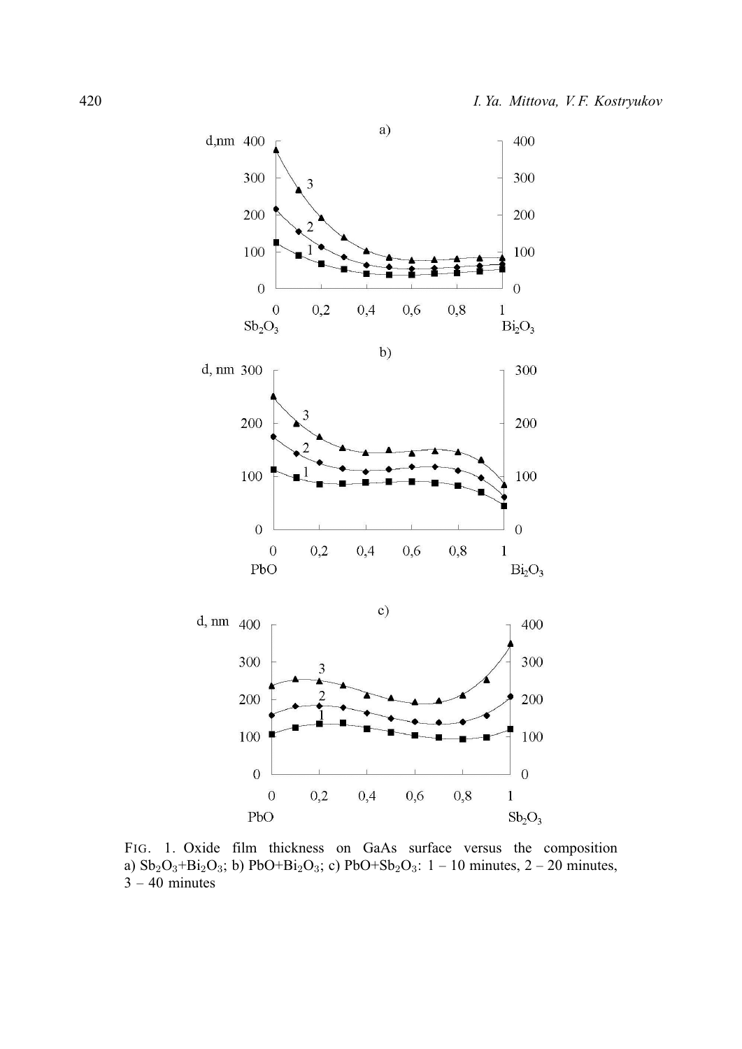FIG. 1. Oxide film thickness on GaAs surface versus the composition a) $Sb_2O_3$+$Bi_2O_3$; b) PbO+$Bi_2O_3$; c) PbO+$Sb_2O_3$: 1 – 10 minutes, 2 – 20 minutes, 3 – 40 minutes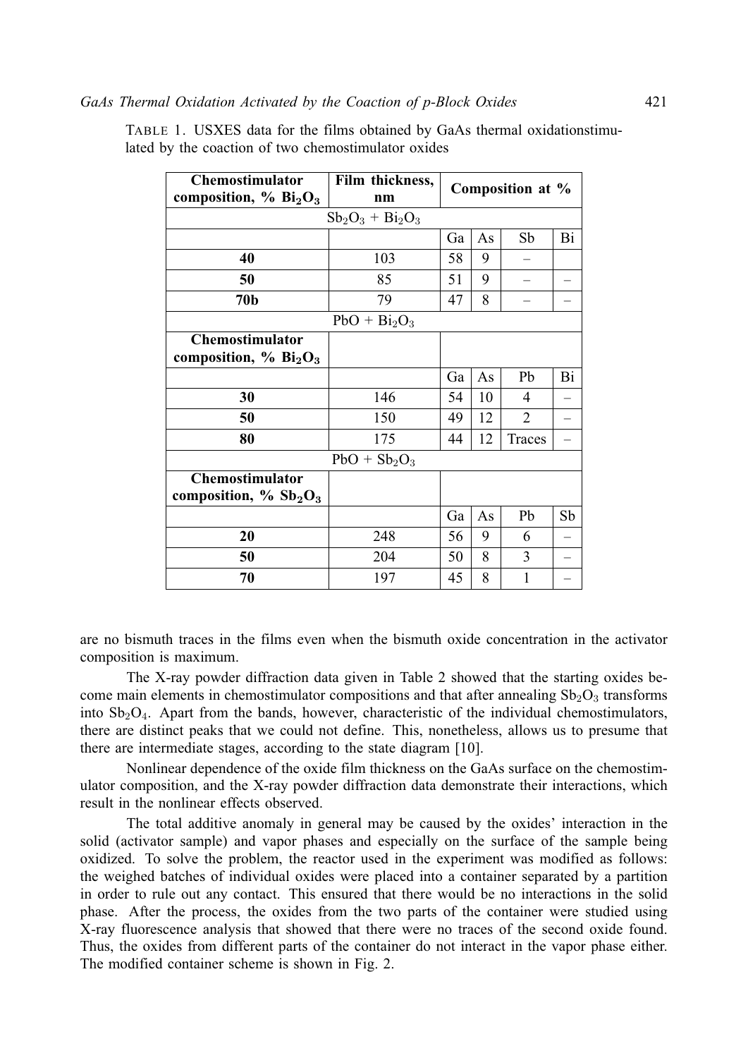TABLE 1. USXES data for the films obtained by GaAs thermal oxidationstimulated by the coaction of two chemostimulator oxides

| **Chemostimulator composition, % $Bi_2O_3$** | **Film thickness, nm** | **Composition at %** | | | |
|---|---|---|---|---|---|
| $Sb_2O_3$ + $Bi_2O_3$ | | | | | |
| | | Ga | As | Sb | Bi |
| **40** | 103 | 58 | 9 | – | |
| **50** | 85 | 51 | 9 | – | – |
| **70b** | 79 | 47 | 8 | – | – |
| PbO + $Bi_2O_3$ | | | | | |
| **Chemostimulator composition, % $Bi_2O_3$** | | | | | |
| | | Ga | As | Pb | Bi |
| **30** | 146 | 54 | 10 | 4 | – |
| **50** | 150 | 49 | 12 | 2 | – |
| **80** | 175 | 44 | 12 | Traces | – |
| PbO + $Sb_2O_3$ | | | | | |
| **Chemostimulator composition, % $Sb_2O_3$** | | | | | |
| | | Ga | As | Pb | Sb |
| **20** | 248 | 56 | 9 | 6 | – |
| **50** | 204 | 50 | 8 | 3 | – |
| **70** | 197 | 45 | 8 | 1 | – |

are no bismuth traces in the films even when the bismuth oxide concentration in the activator composition is maximum.

The X-ray powder diffraction data given in Table 2 showed that the starting oxides become main elements in chemostimulator compositions and that after annealing $Sb_2O_3$ transforms into $Sb_2O_4$. Apart from the bands, however, characteristic of the individual chemostimulators, there are distinct peaks that we could not define. This, nonetheless, allows us to presume that there are intermediate stages, according to the state diagram [10].

Nonlinear dependence of the oxide film thickness on the GaAs surface on the chemostimulator composition, and the X-ray powder diffraction data demonstrate their interactions, which result in the nonlinear effects observed.

The total additive anomaly in general may be caused by the oxides' interaction in the solid (activator sample) and vapor phases and especially on the surface of the sample being oxidized. To solve the problem, the reactor used in the experiment was modified as follows: the weighed batches of individual oxides were placed into a container separated by a partition in order to rule out any contact. This ensured that there would be no interactions in the solid phase. After the process, the oxides from the two parts of the container were studied using X-ray fluorescence analysis that showed that there were no traces of the second oxide found. Thus, the oxides from different parts of the container do not interact in the vapor phase either. The modified container scheme is shown in Fig. 2.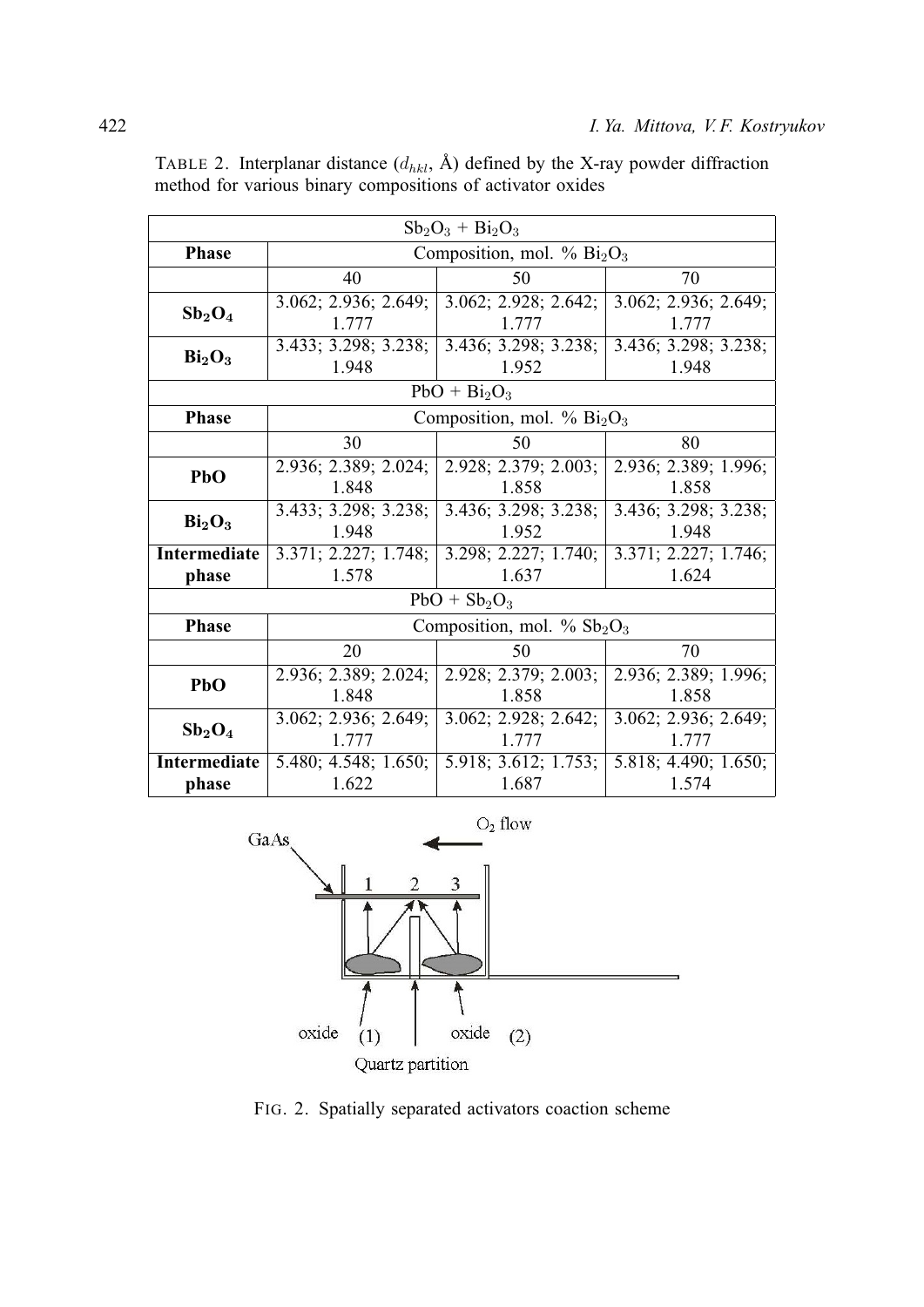TABLE 2. Interplanar distance ($d_{hkl}$, Å) defined by the X-ray powder diffraction method for various binary compositions of activator oxides

| $Sb_2O_3$ + $Bi_2O_3$ | | | |
|---|---|---|---|
| **Phase** | Composition, mol. % $Bi_2O_3$ | | |
| | 40 | 50 | 70 |
| **$Sb_2O_4$** | 3.062; 2.936; 2.649; 1.777 | 3.062; 2.928; 2.642; 1.777 | 3.062; 2.936; 2.649; 1.777 |
| **$Bi_2O_3$** | 3.433; 3.298; 3.238; 1.948 | 3.436; 3.298; 3.238; 1.952 | 3.436; 3.298; 3.238; 1.948 |
| **$PbO$ + $Bi_2O_3$** | | | |
| **Phase** | Composition, mol. % $Bi_2O_3$ | | |
| | 30 | 50 | 80 |
| **PbO** | 2.936; 2.389; 2.024; 1.848 | 2.928; 2.379; 2.003; 1.858 | 2.936; 2.389; 1.996; 1.858 |
| **$Bi_2O_3$** | 3.433; 3.298; 3.238; 1.948 | 3.436; 3.298; 3.238; 1.952 | 3.436; 3.298; 3.238; 1.948 |
| **Intermediate phase** | 3.371; 2.227; 1.748; 1.578 | 3.298; 2.227; 1.740; 1.637 | 3.371; 2.227; 1.746; 1.624 |
| **$PbO$ + $Sb_2O_3$** | | | |
| **Phase** | Composition, mol. % $Sb_2O_3$ | | |
| | 20 | 50 | 70 |
| **PbO** | 2.936; 2.389; 2.024; 1.848 | 2.928; 2.379; 2.003; 1.858 | 2.936; 2.389; 1.996; 1.858 |
| **$Sb_2O_4$** | 3.062; 2.936; 2.649; 1.777 | 3.062; 2.928; 2.642; 1.777 | 3.062; 2.936; 2.649; 1.777 |
| **Intermediate phase** | 5.480; 4.548; 1.650; 1.622 | 5.918; 3.612; 1.753; 1.687 | 5.818; 4.490; 1.650; 1.574 |

FIG. 2. Spatially separated activators coaction scheme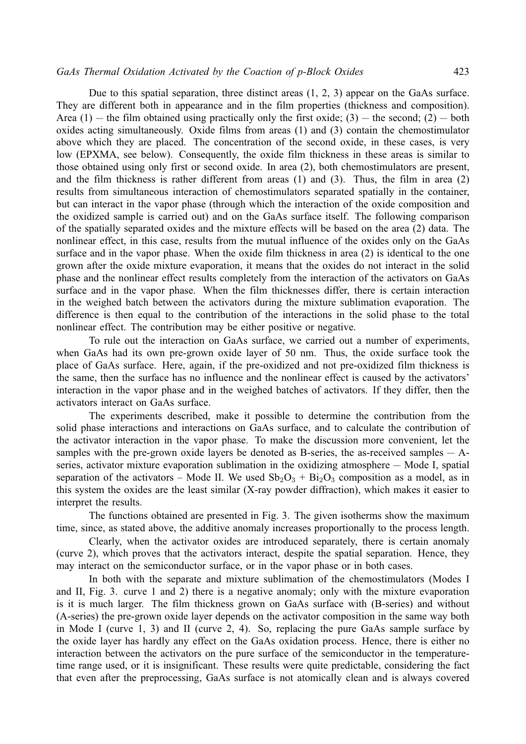Due to this spatial separation, three distinct areas (1, 2, 3) appear on the GaAs surface. They are different both in appearance and in the film properties (thickness and composition). Area (1) — the film obtained using practically only the first oxide; (3) — the second; (2) — both oxides acting simultaneously. Oxide films from areas (1) and (3) contain the chemostimulator above which they are placed. The concentration of the second oxide, in these cases, is very low (EPXMA, see below). Consequently, the oxide film thickness in these areas is similar to those obtained using only first or second oxide. In area (2), both chemostimulators are present, and the film thickness is rather different from areas (1) and (3). Thus, the film in area (2) results from simultaneous interaction of chemostimulators separated spatially in the container, but can interact in the vapor phase (through which the interaction of the oxide composition and the oxidized sample is carried out) and on the GaAs surface itself. The following comparison of the spatially separated oxides and the mixture effects will be based on the area (2) data. The nonlinear effect, in this case, results from the mutual influence of the oxides only on the GaAs surface and in the vapor phase. When the oxide film thickness in area (2) is identical to the one grown after the oxide mixture evaporation, it means that the oxides do not interact in the solid phase and the nonlinear effect results completely from the interaction of the activators on GaAs surface and in the vapor phase. When the film thicknesses differ, there is certain interaction in the weighed batch between the activators during the mixture sublimation evaporation. The difference is then equal to the contribution of the interactions in the solid phase to the total nonlinear effect. The contribution may be either positive or negative.

To rule out the interaction on GaAs surface, we carried out a number of experiments, when GaAs had its own pre-grown oxide layer of 50 nm. Thus, the oxide surface took the place of GaAs surface. Here, again, if the pre-oxidized and not pre-oxidized film thickness is the same, then the surface has no influence and the nonlinear effect is caused by the activators' interaction in the vapor phase and in the weighed batches of activators. If they differ, then the activators interact on GaAs surface.

The experiments described, make it possible to determine the contribution from the solid phase interactions and interactions on GaAs surface, and to calculate the contribution of the activator interaction in the vapor phase. To make the discussion more convenient, let the samples with the pre-grown oxide layers be denoted as B-series, the as-received samples — A-series, activator mixture evaporation sublimation in the oxidizing atmosphere — Mode I, spatial separation of the activators – Mode II. We used $Sb_2O_3$ + $Bi_2O_3$ composition as a model, as in this system the oxides are the least similar (X-ray powder diffraction), which makes it easier to interpret the results.

The functions obtained are presented in Fig. 3. The given isotherms show the maximum time, since, as stated above, the additive anomaly increases proportionally to the process length.

Clearly, when the activator oxides are introduced separately, there is certain anomaly (curve 2), which proves that the activators interact, despite the spatial separation. Hence, they may interact on the semiconductor surface, or in the vapor phase or in both cases.

In both with the separate and mixture sublimation of the chemostimulators (Modes I and II, Fig. 3. curve 1 and 2) there is a negative anomaly; only with the mixture evaporation is it is much larger. The film thickness grown on GaAs surface with (B-series) and without (A-series) the pre-grown oxide layer depends on the activator composition in the same way both in Mode I (curve 1, 3) and II (curve 2, 4). So, replacing the pure GaAs sample surface by the oxide layer has hardly any effect on the GaAs oxidation process. Hence, there is either no interaction between the activators on the pure surface of the semiconductor in the temperature-time range used, or it is insignificant. These results were quite predictable, considering the fact that even after the preprocessing, GaAs surface is not atomically clean and is always covered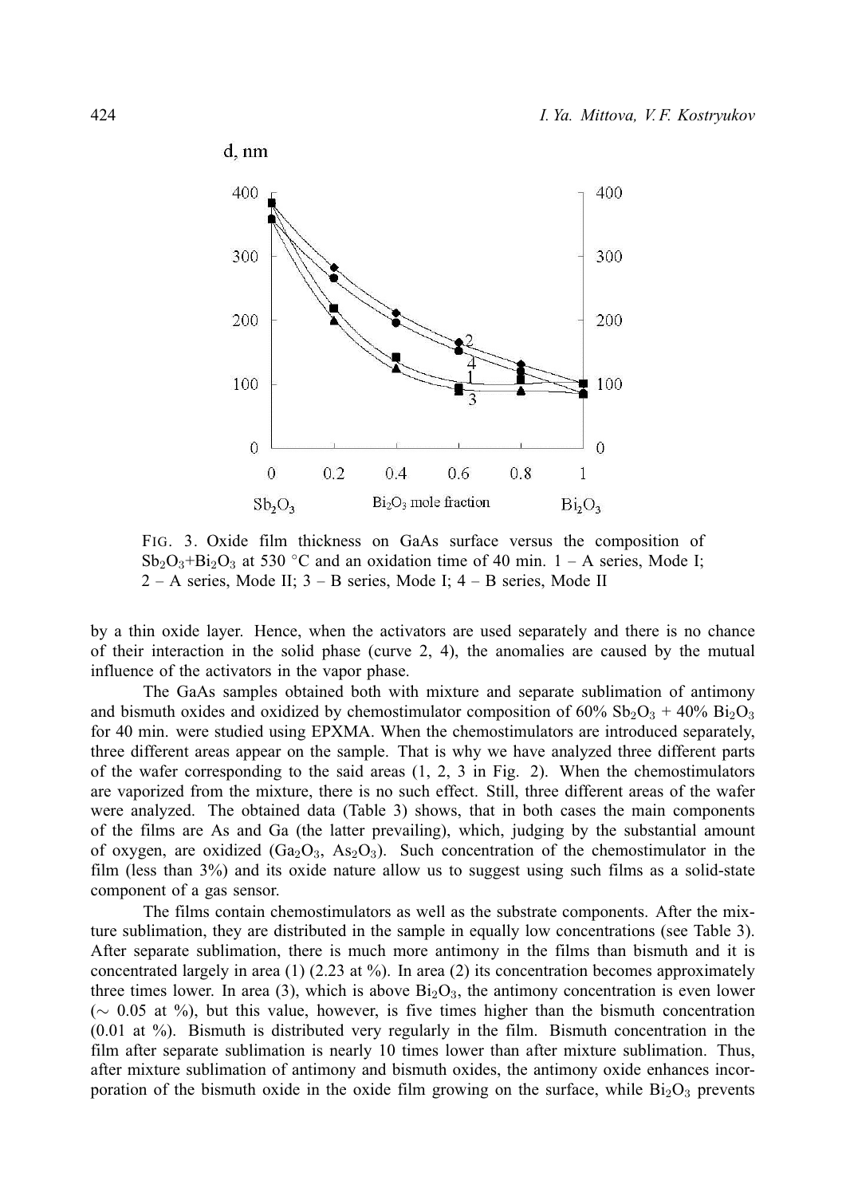FIG. 3. Oxide film thickness on GaAs surface versus the composition of $Sb_2O_3$+$Bi_2O_3$ at 530 °C and an oxidation time of 40 min. 1 – A series, Mode I; 2 – A series, Mode II; 3 – B series, Mode I; 4 – B series, Mode II

by a thin oxide layer. Hence, when the activators are used separately and there is no chance of their interaction in the solid phase (curve 2, 4), the anomalies are caused by the mutual influence of the activators in the vapor phase.

The GaAs samples obtained both with mixture and separate sublimation of antimony and bismuth oxides and oxidized by chemostimulator composition of 60% $Sb_2O_3$ + 40% $Bi_2O_3$ for 40 min. were studied using EPXMA. When the chemostimulators are introduced separately, three different areas appear on the sample. That is why we have analyzed three different parts of the wafer corresponding to the said areas (1, 2, 3 in Fig. 2). When the chemostimulators are vaporized from the mixture, there is no such effect. Still, three different areas of the wafer were analyzed. The obtained data (Table 3) shows, that in both cases the main components of the films are As and Ga (the latter prevailing), which, judging by the substantial amount of oxygen, are oxidized ($Ga_2O_3$, $As_2O_3$). Such concentration of the chemostimulator in the film (less than 3%) and its oxide nature allow us to suggest using such films as a solid-state component of a gas sensor.

The films contain chemostimulators as well as the substrate components. After the mixture sublimation, they are distributed in the sample in equally low concentrations (see Table 3). After separate sublimation, there is much more antimony in the films than bismuth and it is concentrated largely in area (1) (2.23 at %). In area (2) its concentration becomes approximately three times lower. In area (3), which is above $Bi_2O_3$, the antimony concentration is even lower (∼ 0.05 at %), but this value, however, is five times higher than the bismuth concentration (0.01 at %). Bismuth is distributed very regularly in the film. Bismuth concentration in the film after separate sublimation is nearly 10 times lower than after mixture sublimation. Thus, after mixture sublimation of antimony and bismuth oxides, the antimony oxide enhances incorporation of the bismuth oxide in the oxide film growing on the surface, while $Bi_2O_3$ prevents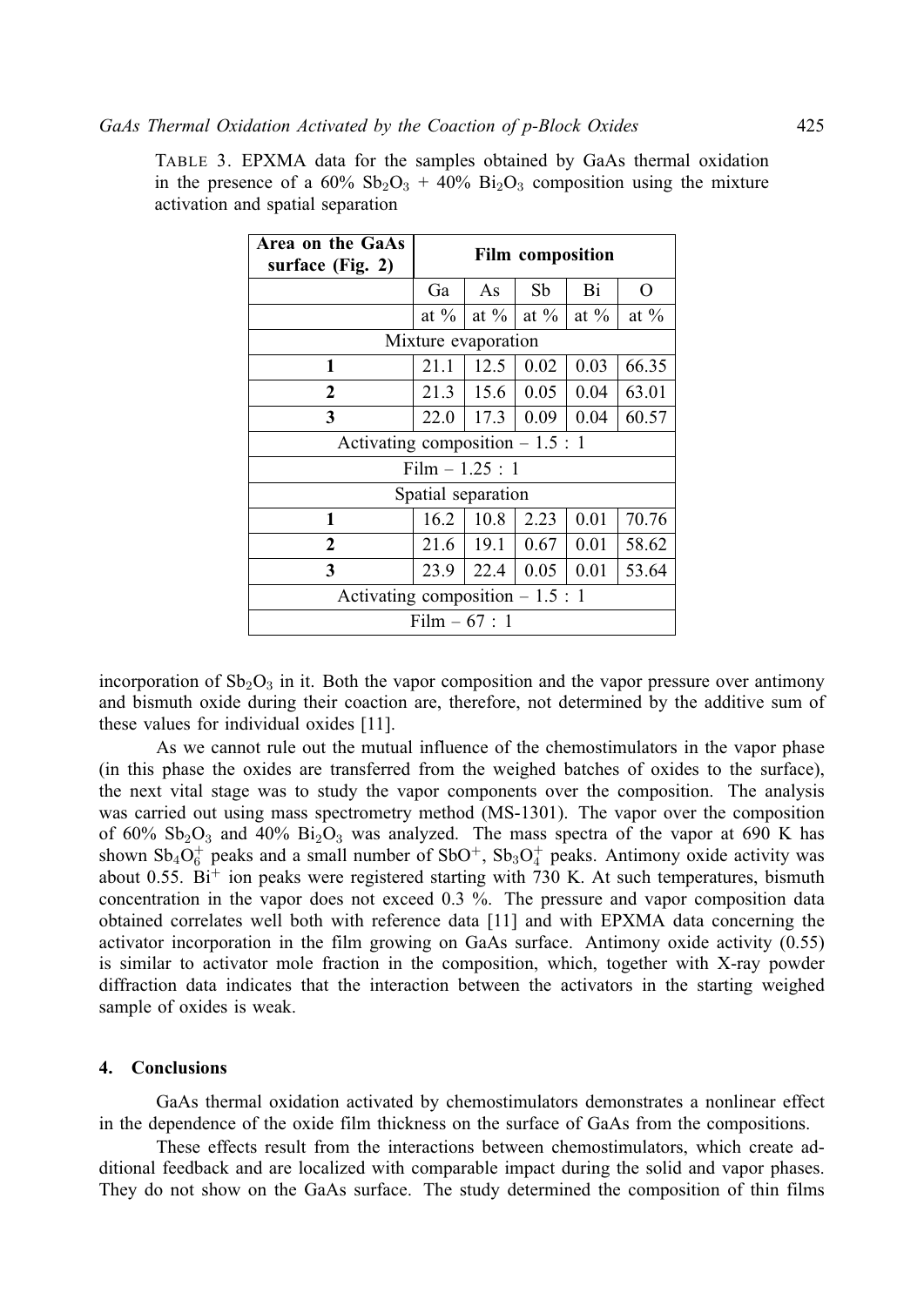TABLE 3. EPXMA data for the samples obtained by GaAs thermal oxidation in the presence of a 60% $Sb_2O_3$ + 40% $Bi_2O_3$ composition using the mixture activation and spatial separation

| **Area on the GaAs surface (Fig. 2)** | **Film composition** | | | | |
|---|---|---|---|---|---|
| | Ga | As | Sb | Bi | O |
| | at % | at % | at % | at % | at % |
| Mixture evaporation | | | | | |
| **1** | 21.1 | 12.5 | 0.02 | 0.03 | 66.35 |
| **2** | 21.3 | 15.6 | 0.05 | 0.04 | 63.01 |
| **3** | 22.0 | 17.3 | 0.09 | 0.04 | 60.57 |
| Activating composition – 1.5 : 1 | | | | | |
| Film – 1.25 : 1 | | | | | |
| Spatial separation | | | | | |
| **1** | 16.2 | 10.8 | 2.23 | 0.01 | 70.76 |
| **2** | 21.6 | 19.1 | 0.67 | 0.01 | 58.62 |
| **3** | 23.9 | 22.4 | 0.05 | 0.01 | 53.64 |
| Activating composition – 1.5 : 1 | | | | | |
| Film – 67 : 1 | | | | | |

incorporation of $Sb_2O_3$ in it. Both the vapor composition and the vapor pressure over antimony and bismuth oxide during their coaction are, therefore, not determined by the additive sum of these values for individual oxides [11].

As we cannot rule out the mutual influence of the chemostimulators in the vapor phase (in this phase the oxides are transferred from the weighed batches of oxides to the surface), the next vital stage was to study the vapor components over the composition. The analysis was carried out using mass spectrometry method (MS-1301). The vapor over the composition of 60% $Sb_2O_3$ and 40% $Bi_2O_3$ was analyzed. The mass spectra of the vapor at 690 K has shown $Sb_4O_6^+$ peaks and a small number of $SbO^+$, $Sb_3O_4^+$ peaks. Antimony oxide activity was about 0.55. $Bi^+$ ion peaks were registered starting with 730 K. At such temperatures, bismuth concentration in the vapor does not exceed 0.3 %. The pressure and vapor composition data obtained correlates well both with reference data [11] and with EPXMA data concerning the activator incorporation in the film growing on GaAs surface. Antimony oxide activity (0.55) is similar to activator mole fraction in the composition, which, together with X-ray powder diffraction data indicates that the interaction between the activators in the starting weighed sample of oxides is weak.

## 4. Conclusions

GaAs thermal oxidation activated by chemostimulators demonstrates a nonlinear effect in the dependence of the oxide film thickness on the surface of GaAs from the compositions.

These effects result from the interactions between chemostimulators, which create additional feedback and are localized with comparable impact during the solid and vapor phases. They do not show on the GaAs surface. The study determined the composition of thin films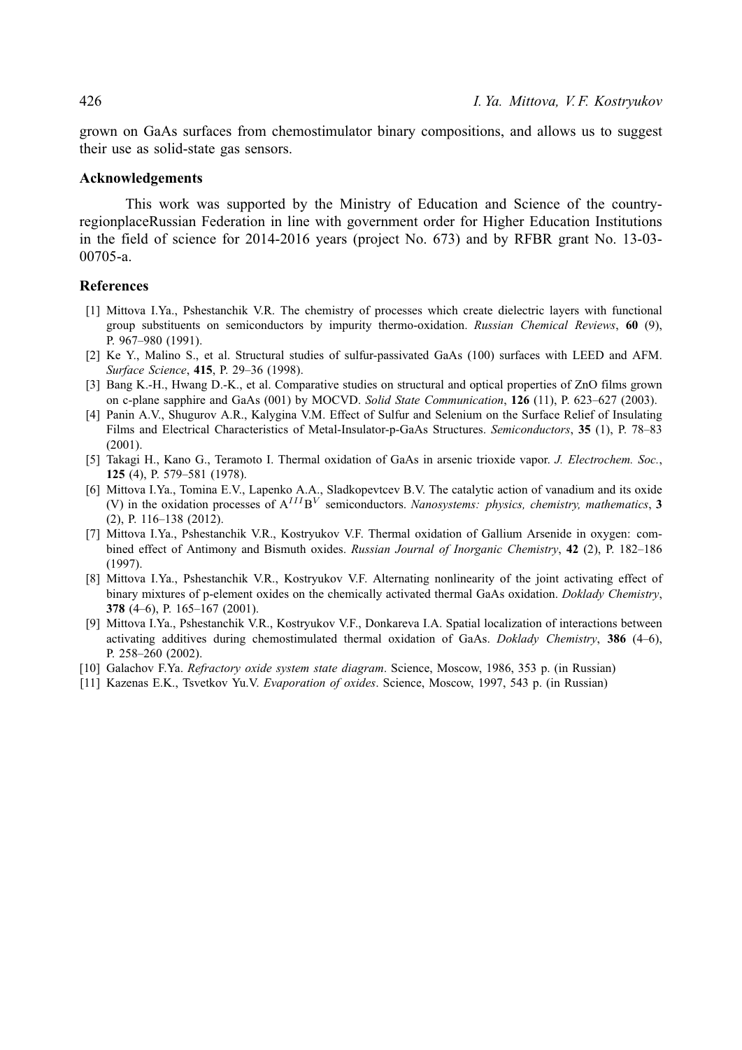grown on GaAs surfaces from chemostimulator binary compositions, and allows us to suggest their use as solid-state gas sensors.

### Acknowledgements

This work was supported by the Ministry of Education and Science of the country-regionplaceRussian Federation in line with government order for Higher Education Institutions in the field of science for 2014-2016 years (project No. 673) and by RFBR grant No. 13-03-00705-a.

### References

[1] Mittova I.Ya., Pshestanchik V.R. The chemistry of processes which create dielectric layers with functional group substituents on semiconductors by impurity thermo-oxidation. *Russian Chemical Reviews*, **60** (9), P. 967–980 (1991).

[2] Ke Y., Malino S., et al. Structural studies of sulfur-passivated GaAs (100) surfaces with LEED and AFM. *Surface Science*, **415**, P. 29–36 (1998).

[3] Bang K.-H., Hwang D.-K., et al. Comparative studies on structural and optical properties of ZnO films grown on c-plane sapphire and GaAs (001) by MOCVD. *Solid State Communication*, **126** (11), P. 623–627 (2003).

[4] Panin A.V., Shugurov A.R., Kalygina V.M. Effect of Sulfur and Selenium on the Surface Relief of Insulating Films and Electrical Characteristics of Metal-Insulator-p-GaAs Structures. *Semiconductors*, **35** (1), P. 78–83 (2001).

[5] Takagi H., Kano G., Teramoto I. Thermal oxidation of GaAs in arsenic trioxide vapor. *J. Electrochem. Soc.*, **125** (4), P. 579–581 (1978).

[6] Mittova I.Ya., Tomina E.V., Lapenko A.A., Sladkopevtcev B.V. The catalytic action of vanadium and its oxide (V) in the oxidation processes of $A^{III}B^{V}$ semiconductors. *Nanosystems: physics, chemistry, mathematics*, **3** (2), P. 116–138 (2012).

[7] Mittova I.Ya., Pshestanchik V.R., Kostryukov V.F. Thermal oxidation of Gallium Arsenide in oxygen: combined effect of Antimony and Bismuth oxides. *Russian Journal of Inorganic Chemistry*, **42** (2), P. 182–186 (1997).

[8] Mittova I.Ya., Pshestanchik V.R., Kostryukov V.F. Alternating nonlinearity of the joint activating effect of binary mixtures of p-element oxides on the chemically activated thermal GaAs oxidation. *Doklady Chemistry*, **378** (4–6), P. 165–167 (2001).

[9] Mittova I.Ya., Pshestanchik V.R., Kostryukov V.F., Donkareva I.A. Spatial localization of interactions between activating additives during chemostimulated thermal oxidation of GaAs. *Doklady Chemistry*, **386** (4–6), P. 258–260 (2002).

[10] Galachov F.Ya. *Refractory oxide system state diagram*. Science, Moscow, 1986, 353 p. (in Russian)

[11] Kazenas E.K., Tsvetkov Yu.V. *Evaporation of oxides*. Science, Moscow, 1997, 543 p. (in Russian)